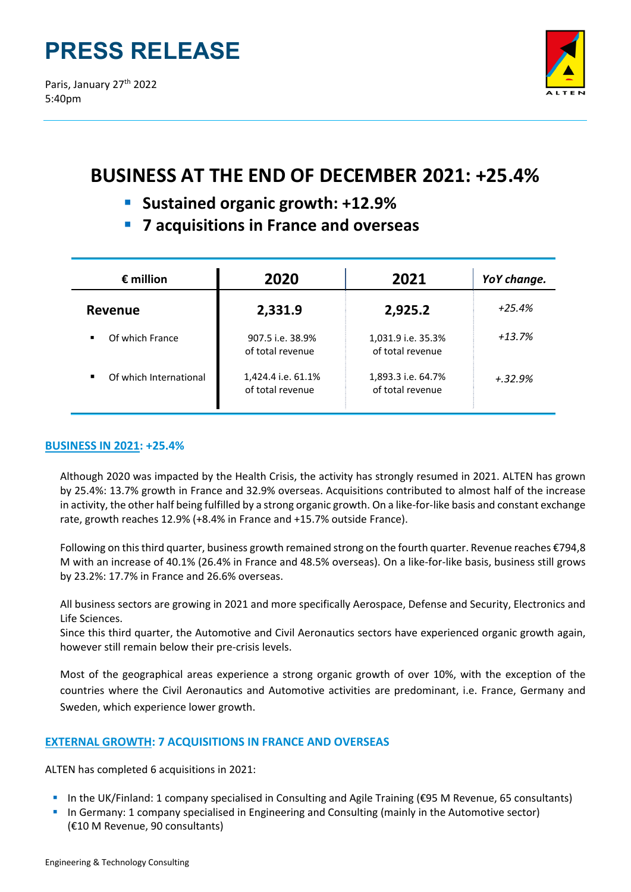# PRESS RELEASE

Paris, January 27th 2022
5:40pm

## BUSINESS AT THE END OF DECEMBER 2021: +25.4%

- **Sustained organic growth: +12.9%**
- **7 acquisitions in France and overseas**

| € million | 2020 | 2021 | *YoY change.* |
|---|---|---|---|
| **Revenue** | **2,331.9** | **2,925.2** | *+25.4%* |
| ▪ Of which France | 907.5 i.e. 38.9% of total revenue | 1,031.9 i.e. 35.3% of total revenue | *+13.7%* |
| ▪ Of which International | 1,424.4 i.e. 61.1% of total revenue | 1,893.3 i.e. 64.7% of total revenue | *+.32.9%* |

### BUSINESS IN 2021: +25.4%

Although 2020 was impacted by the Health Crisis, the activity has strongly resumed in 2021. ALTEN has grown by 25.4%: 13.7% growth in France and 32.9% overseas. Acquisitions contributed to almost half of the increase in activity, the other half being fulfilled by a strong organic growth. On a like-for-like basis and constant exchange rate, growth reaches 12.9% (+8.4% in France and +15.7% outside France).

Following on this third quarter, business growth remained strong on the fourth quarter. Revenue reaches €794,8 M with an increase of 40.1% (26.4% in France and 48.5% overseas). On a like-for-like basis, business still grows by 23.2%: 17.7% in France and 26.6% overseas.

All business sectors are growing in 2021 and more specifically Aerospace, Defense and Security, Electronics and Life Sciences.
Since this third quarter, the Automotive and Civil Aeronautics sectors have experienced organic growth again, however still remain below their pre-crisis levels.

Most of the geographical areas experience a strong organic growth of over 10%, with the exception of the countries where the Civil Aeronautics and Automotive activities are predominant, i.e. France, Germany and Sweden, which experience lower growth.

### EXTERNAL GROWTH: 7 ACQUISITIONS IN FRANCE AND OVERSEAS

ALTEN has completed 6 acquisitions in 2021:

- In the UK/Finland: 1 company specialised in Consulting and Agile Training (€95 M Revenue, 65 consultants)
- In Germany: 1 company specialised in Engineering and Consulting (mainly in the Automotive sector) (€10 M Revenue, 90 consultants)

Engineering & Technology Consulting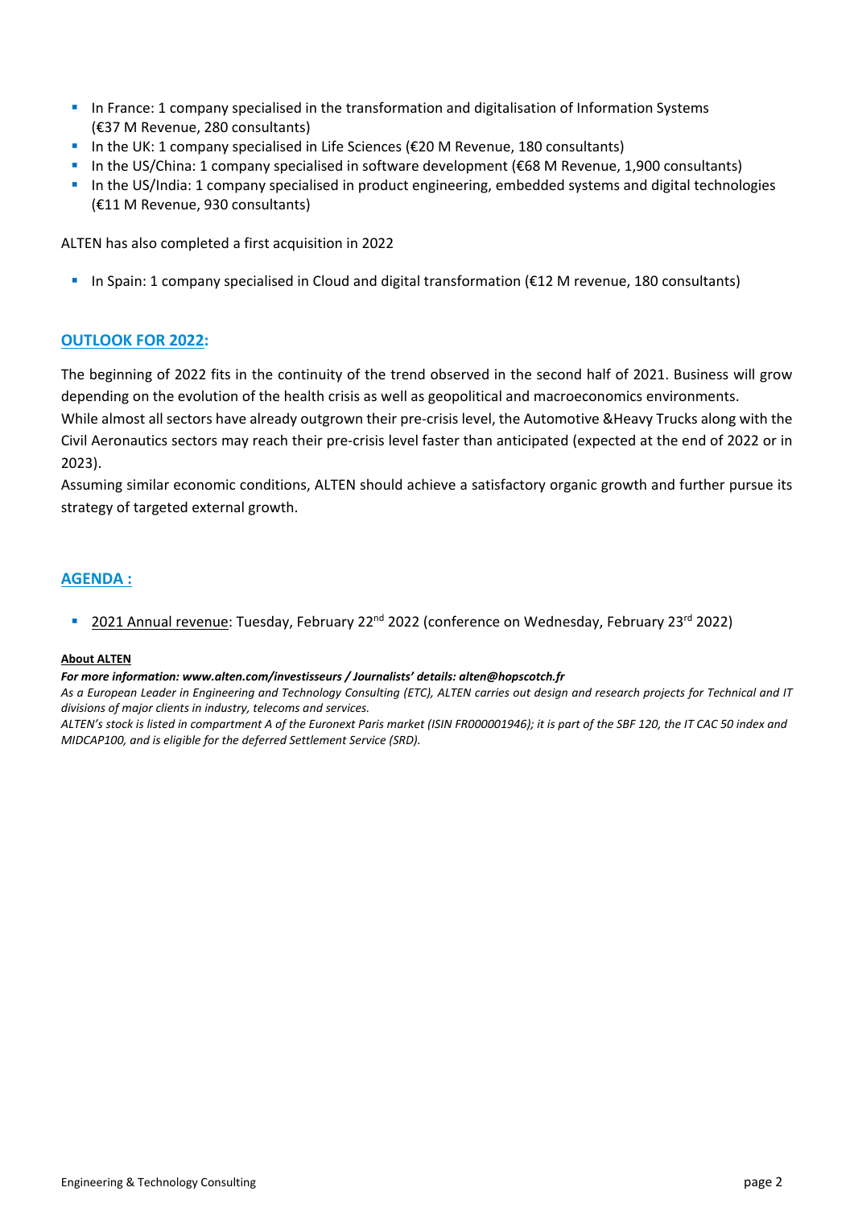- In France: 1 company specialised in the transformation and digitalisation of Information Systems (€37 M Revenue, 280 consultants)
- In the UK: 1 company specialised in Life Sciences (€20 M Revenue, 180 consultants)
- In the US/China: 1 company specialised in software development (€68 M Revenue, 1,900 consultants)
- In the US/India: 1 company specialised in product engineering, embedded systems and digital technologies (€11 M Revenue, 930 consultants)

ALTEN has also completed a first acquisition in 2022

- In Spain: 1 company specialised in Cloud and digital transformation (€12 M revenue, 180 consultants)

## OUTLOOK FOR 2022:

The beginning of 2022 fits in the continuity of the trend observed in the second half of 2021. Business will grow depending on the evolution of the health crisis as well as geopolitical and macroeconomics environments.
While almost all sectors have already outgrown their pre-crisis level, the Automotive &Heavy Trucks along with the Civil Aeronautics sectors may reach their pre-crisis level faster than anticipated (expected at the end of 2022 or in 2023).
Assuming similar economic conditions, ALTEN should achieve a satisfactory organic growth and further pursue its strategy of targeted external growth.

## AGENDA :

- 2021 Annual revenue: Tuesday, February 22nd 2022 (conference on Wednesday, February 23rd 2022)

**About ALTEN**

***For more information: www.alten.com/investisseurs / Journalists' details: alten@hopscotch.fr***

*As a European Leader in Engineering and Technology Consulting (ETC), ALTEN carries out design and research projects for Technical and IT divisions of major clients in industry, telecoms and services.*

*ALTEN's stock is listed in compartment A of the Euronext Paris market (ISIN FR000001946); it is part of the SBF 120, the IT CAC 50 index and MIDCAP100, and is eligible for the deferred Settlement Service (SRD).*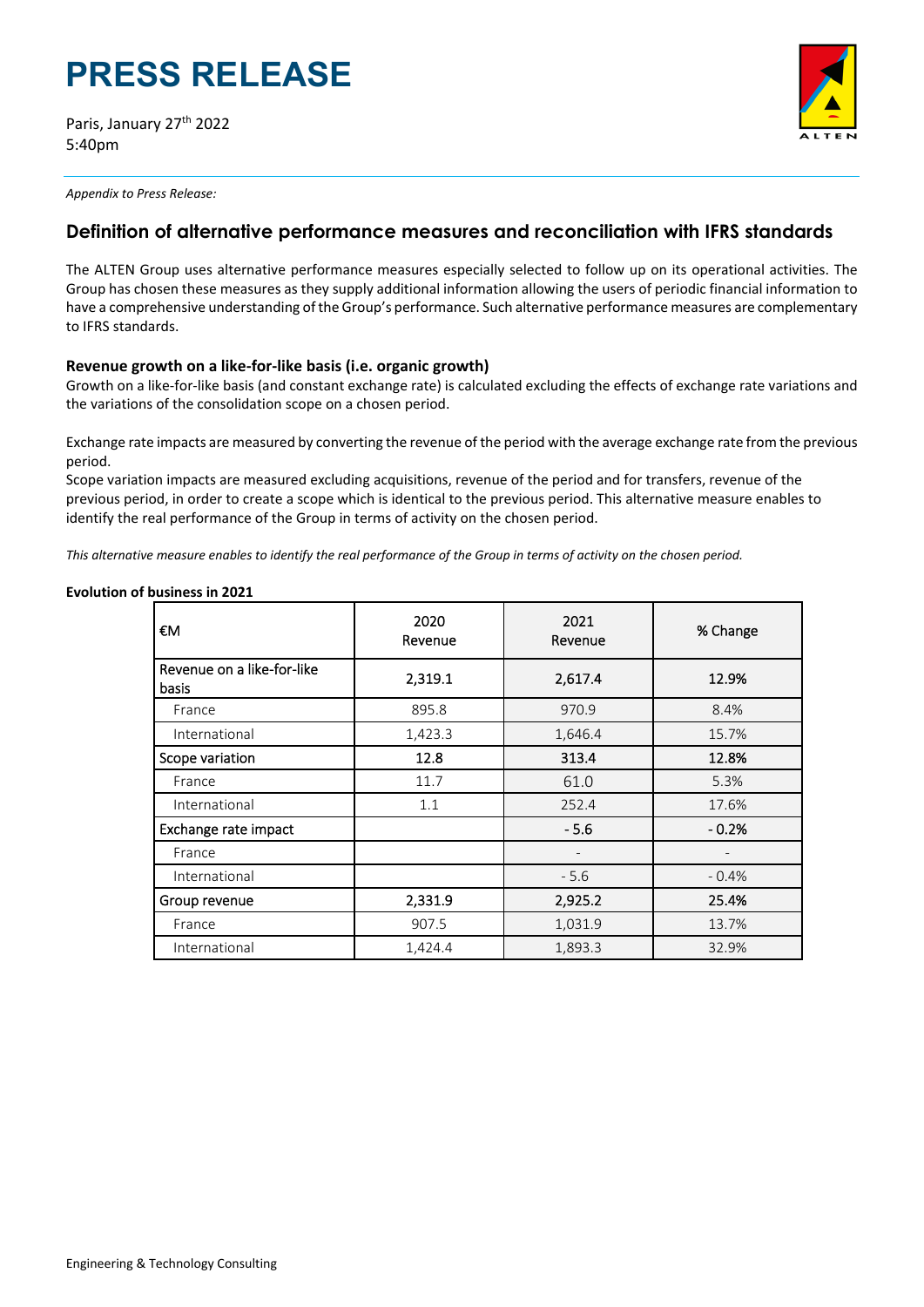# PRESS RELEASE

Paris, January 27th 2022
5:40pm

*Appendix to Press Release:*

## Definition of alternative performance measures and reconciliation with IFRS standards

The ALTEN Group uses alternative performance measures especially selected to follow up on its operational activities. The Group has chosen these measures as they supply additional information allowing the users of periodic financial information to have a comprehensive understanding of the Group's performance. Such alternative performance measures are complementary to IFRS standards.

### Revenue growth on a like-for-like basis (i.e. organic growth)

Growth on a like-for-like basis (and constant exchange rate) is calculated excluding the effects of exchange rate variations and the variations of the consolidation scope on a chosen period.

Exchange rate impacts are measured by converting the revenue of the period with the average exchange rate from the previous period.
Scope variation impacts are measured excluding acquisitions, revenue of the period and for transfers, revenue of the previous period, in order to create a scope which is identical to the previous period. This alternative measure enables to identify the real performance of the Group in terms of activity on the chosen period.

*This alternative measure enables to identify the real performance of the Group in terms of activity on the chosen period.*

**Evolution of business in 2021**

| €M | 2020 Revenue | 2021 Revenue | % Change |
|---|---|---|---|
| Revenue on a like-for-like basis | 2,319.1 | 2,617.4 | 12.9% |
| France | 895.8 | 970.9 | 8.4% |
| International | 1,423.3 | 1,646.4 | 15.7% |
| Scope variation | 12.8 | 313.4 | 12.8% |
| France | 11.7 | 61.0 | 5.3% |
| International | 1.1 | 252.4 | 17.6% |
| Exchange rate impact | | - 5.6 | - 0.2% |
| France | | - | - |
| International | | - 5.6 | - 0.4% |
| Group revenue | 2,331.9 | 2,925.2 | 25.4% |
| France | 907.5 | 1,031.9 | 13.7% |
| International | 1,424.4 | 1,893.3 | 32.9% |